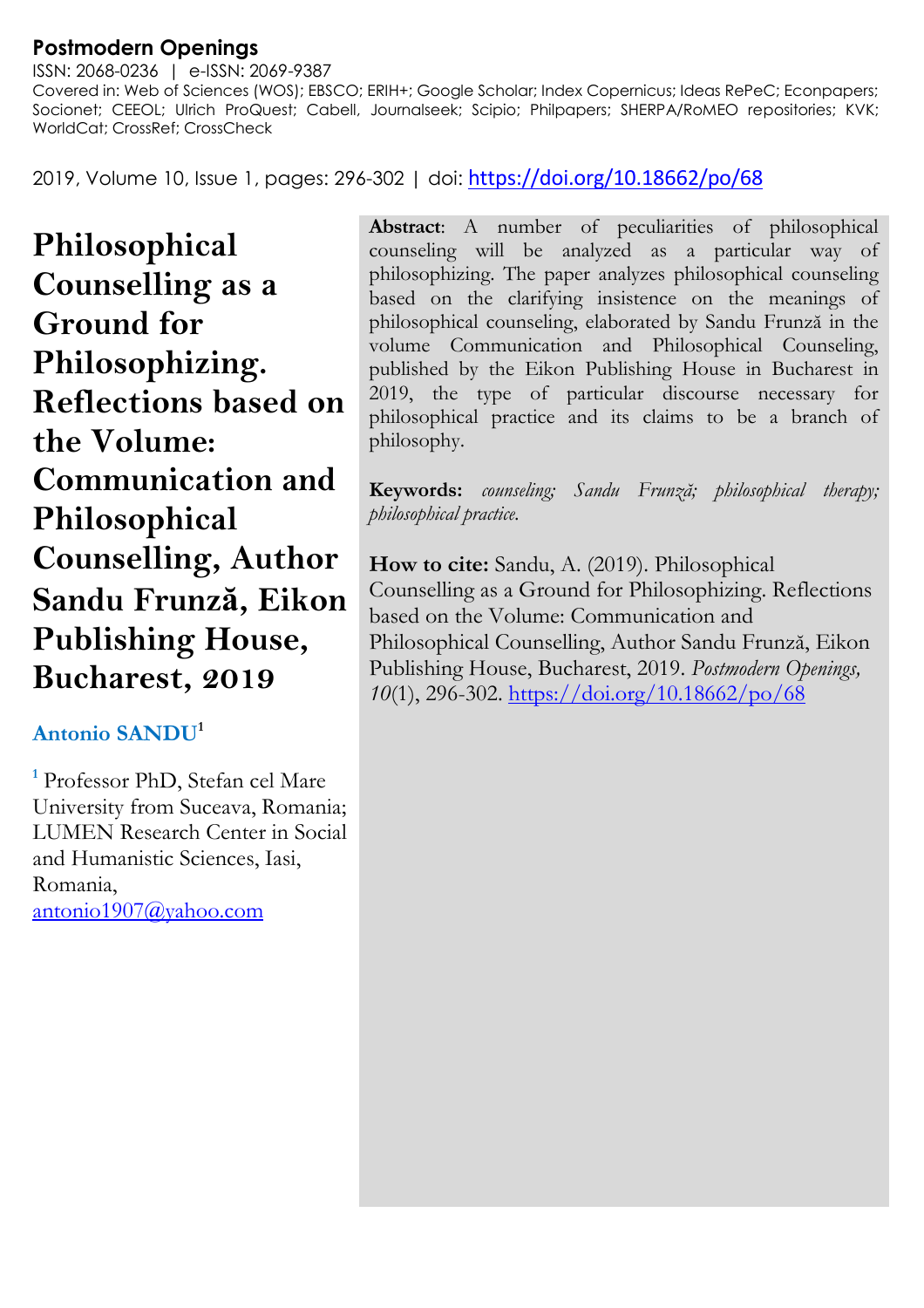**Postmodern Openings**

ISSN: 2068-0236 | e-ISSN: 2069-9387

Covered in: Web of Sciences (WOS); EBSCO; ERIH+; Google Scholar; Index Copernicus; Ideas RePeC; Econpapers; Socionet; CEEOL; Ulrich ProQuest; Cabell, Journalseek; Scipio; Philpapers; SHERPA/RoMEO repositories; KVK; WorldCat; CrossRef; CrossCheck

2019, Volume 10, Issue 1, pages: 296-302 | doi: https://doi.org/10.18662/po/68

# Philosophical Counselling as a Ground for Philosophizing. Reflections based on the Volume: Communication and Philosophical Counselling, Author Sandu Frunză, Eikon Publishing House, Bucharest, 2019

**Antonio SANDU**[1]

[1] Professor PhD, Stefan cel Mare University from Suceava, Romania; LUMEN Research Center in Social and Humanistic Sciences, Iasi, Romania, antonio1907@yahoo.com

**Abstract**: A number of peculiarities of philosophical counseling will be analyzed as a particular way of philosophizing. The paper analyzes philosophical counseling based on the clarifying insistence on the meanings of philosophical counseling, elaborated by Sandu Frunză in the volume Communication and Philosophical Counseling, published by the Eikon Publishing House in Bucharest in 2019, the type of particular discourse necessary for philosophical practice and its claims to be a branch of philosophy.

**Keywords:** *counseling; Sandu Frunză; philosophical therapy; philosophical practice.*

**How to cite:** Sandu, A. (2019). Philosophical Counselling as a Ground for Philosophizing. Reflections based on the Volume: Communication and Philosophical Counselling, Author Sandu Frunză, Eikon Publishing House, Bucharest, 2019. *Postmodern Openings, 10*(1), 296-302. https://doi.org/10.18662/po/68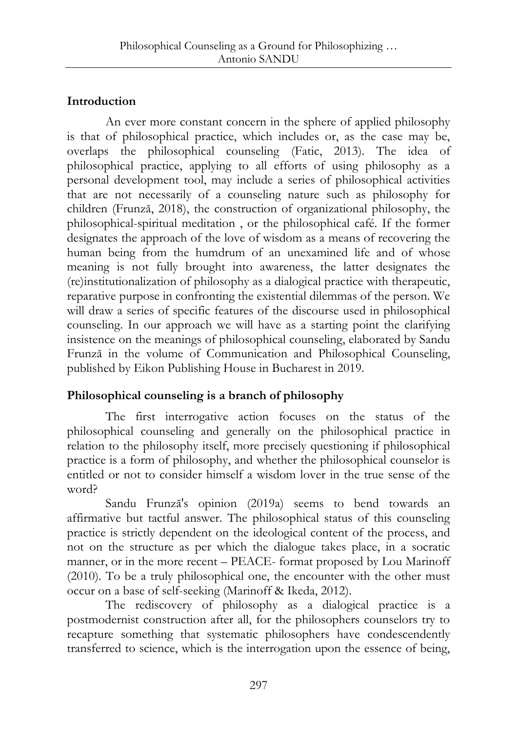## Introduction

An ever more constant concern in the sphere of applied philosophy is that of philosophical practice, which includes or, as the case may be, overlaps the philosophical counseling (Fatic, 2013). The idea of philosophical practice, applying to all efforts of using philosophy as a personal development tool, may include a series of philosophical activities that are not necessarily of a counseling nature such as philosophy for children (Frunză, 2018), the construction of organizational philosophy, the philosophical-spiritual meditation , or the philosophical café. If the former designates the approach of the love of wisdom as a means of recovering the human being from the humdrum of an unexamined life and of whose meaning is not fully brought into awareness, the latter designates the (re)institutionalization of philosophy as a dialogical practice with therapeutic, reparative purpose in confronting the existential dilemmas of the person. We will draw a series of specific features of the discourse used in philosophical counseling. In our approach we will have as a starting point the clarifying insistence on the meanings of philosophical counseling, elaborated by Sandu Frunză in the volume of Communication and Philosophical Counseling, published by Eikon Publishing House in Bucharest in 2019.

## Philosophical counseling is a branch of philosophy

The first interrogative action focuses on the status of the philosophical counseling and generally on the philosophical practice in relation to the philosophy itself, more precisely questioning if philosophical practice is a form of philosophy, and whether the philosophical counselor is entitled or not to consider himself a wisdom lover in the true sense of the word?

Sandu Frunză's opinion (2019a) seems to bend towards an affirmative but tactful answer. The philosophical status of this counseling practice is strictly dependent on the ideological content of the process, and not on the structure as per which the dialogue takes place, in a socratic manner, or in the more recent – PEACE- format proposed by Lou Marinoff (2010). To be a truly philosophical one, the encounter with the other must occur on a base of self-seeking (Marinoff & Ikeda, 2012).

The rediscovery of philosophy as a dialogical practice is a postmodernist construction after all, for the philosophers counselors try to recapture something that systematic philosophers have condescendently transferred to science, which is the interrogation upon the essence of being,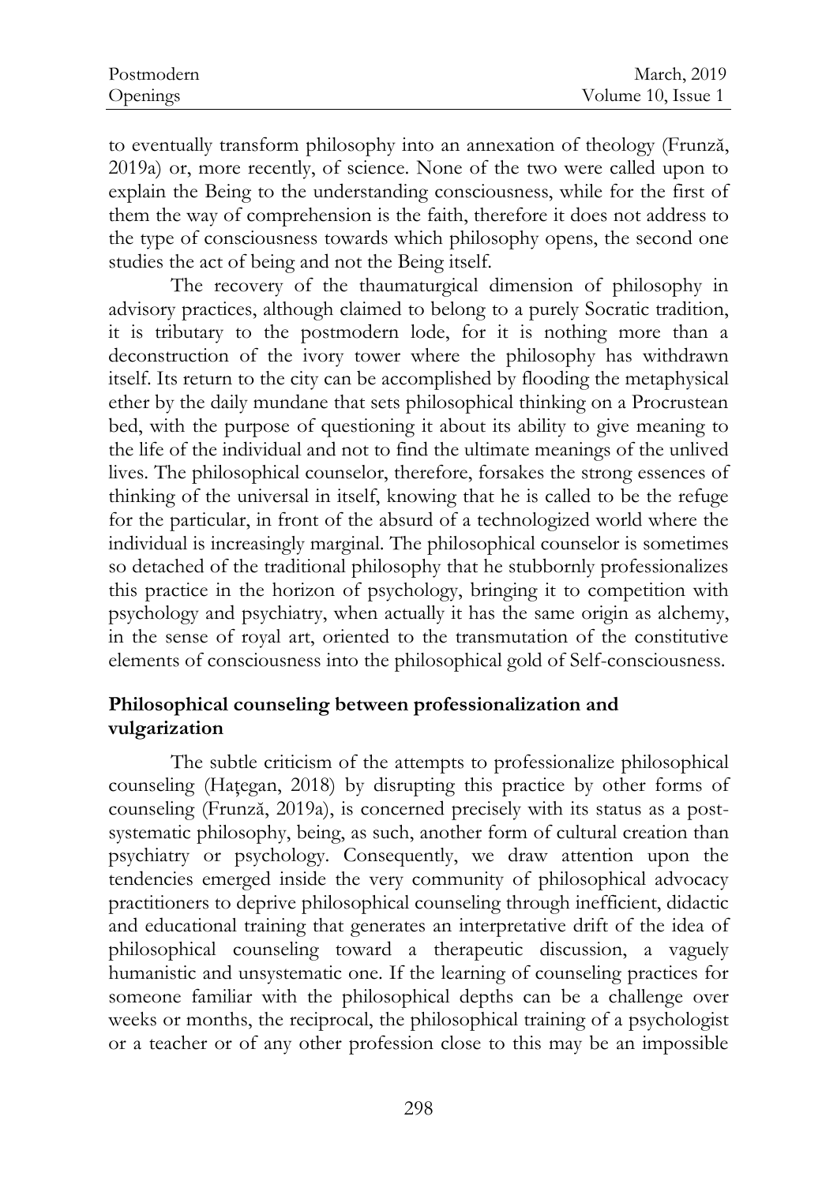to eventually transform philosophy into an annexation of theology (Frunză, 2019a) or, more recently, of science. None of the two were called upon to explain the Being to the understanding consciousness, while for the first of them the way of comprehension is the faith, therefore it does not address to the type of consciousness towards which philosophy opens, the second one studies the act of being and not the Being itself.

The recovery of the thaumaturgical dimension of philosophy in advisory practices, although claimed to belong to a purely Socratic tradition, it is tributary to the postmodern lode, for it is nothing more than a deconstruction of the ivory tower where the philosophy has withdrawn itself. Its return to the city can be accomplished by flooding the metaphysical ether by the daily mundane that sets philosophical thinking on a Procrustean bed, with the purpose of questioning it about its ability to give meaning to the life of the individual and not to find the ultimate meanings of the unlived lives. The philosophical counselor, therefore, forsakes the strong essences of thinking of the universal in itself, knowing that he is called to be the refuge for the particular, in front of the absurd of a technologized world where the individual is increasingly marginal. The philosophical counselor is sometimes so detached of the traditional philosophy that he stubbornly professionalizes this practice in the horizon of psychology, bringing it to competition with psychology and psychiatry, when actually it has the same origin as alchemy, in the sense of royal art, oriented to the transmutation of the constitutive elements of consciousness into the philosophical gold of Self-consciousness.

## Philosophical counseling between professionalization and vulgarization

The subtle criticism of the attempts to professionalize philosophical counseling (Haţegan, 2018) by disrupting this practice by other forms of counseling (Frunză, 2019a), is concerned precisely with its status as a post-systematic philosophy, being, as such, another form of cultural creation than psychiatry or psychology. Consequently, we draw attention upon the tendencies emerged inside the very community of philosophical advocacy practitioners to deprive philosophical counseling through inefficient, didactic and educational training that generates an interpretative drift of the idea of philosophical counseling toward a therapeutic discussion, a vaguely humanistic and unsystematic one. If the learning of counseling practices for someone familiar with the philosophical depths can be a challenge over weeks or months, the reciprocal, the philosophical training of a psychologist or a teacher or of any other profession close to this may be an impossible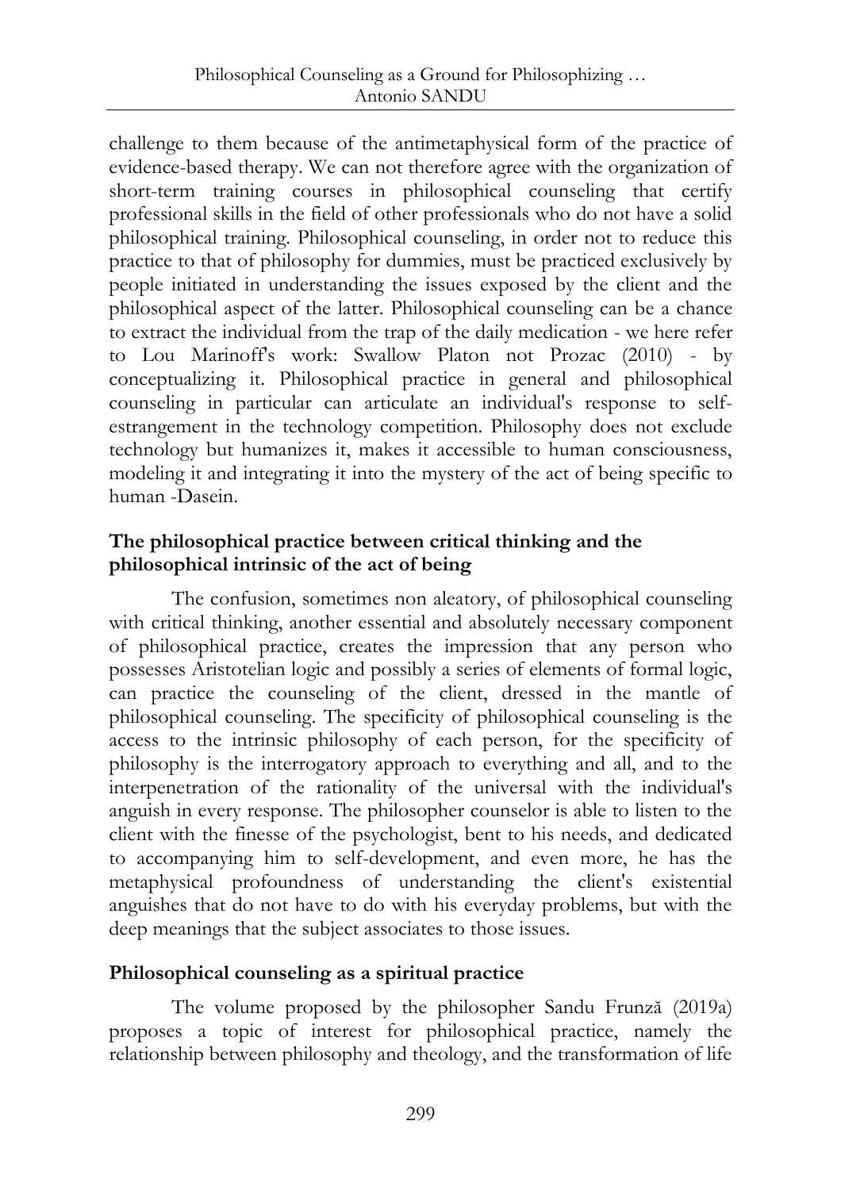challenge to them because of the antimetaphysical form of the practice of evidence-based therapy. We can not therefore agree with the organization of short-term training courses in philosophical counseling that certify professional skills in the field of other professionals who do not have a solid philosophical training. Philosophical counseling, in order not to reduce this practice to that of philosophy for dummies, must be practiced exclusively by people initiated in understanding the issues exposed by the client and the philosophical aspect of the latter. Philosophical counseling can be a chance to extract the individual from the trap of the daily medication - we here refer to Lou Marinoff's work: Swallow Platon not Prozac (2010) - by conceptualizing it. Philosophical practice in general and philosophical counseling in particular can articulate an individual's response to self-estrangement in the technology competition. Philosophy does not exclude technology but humanizes it, makes it accessible to human consciousness, modeling it and integrating it into the mystery of the act of being specific to human -Dasein.

## The philosophical practice between critical thinking and the philosophical intrinsic of the act of being

The confusion, sometimes non aleatory, of philosophical counseling with critical thinking, another essential and absolutely necessary component of philosophical practice, creates the impression that any person who possesses Aristotelian logic and possibly a series of elements of formal logic, can practice the counseling of the client, dressed in the mantle of philosophical counseling. The specificity of philosophical counseling is the access to the intrinsic philosophy of each person, for the specificity of philosophy is the interrogatory approach to everything and all, and to the interpenetration of the rationality of the universal with the individual's anguish in every response. The philosopher counselor is able to listen to the client with the finesse of the psychologist, bent to his needs, and dedicated to accompanying him to self-development, and even more, he has the metaphysical profoundness of understanding the client's existential anguishes that do not have to do with his everyday problems, but with the deep meanings that the subject associates to those issues.

## Philosophical counseling as a spiritual practice

The volume proposed by the philosopher Sandu Frunză (2019a) proposes a topic of interest for philosophical practice, namely the relationship between philosophy and theology, and the transformation of life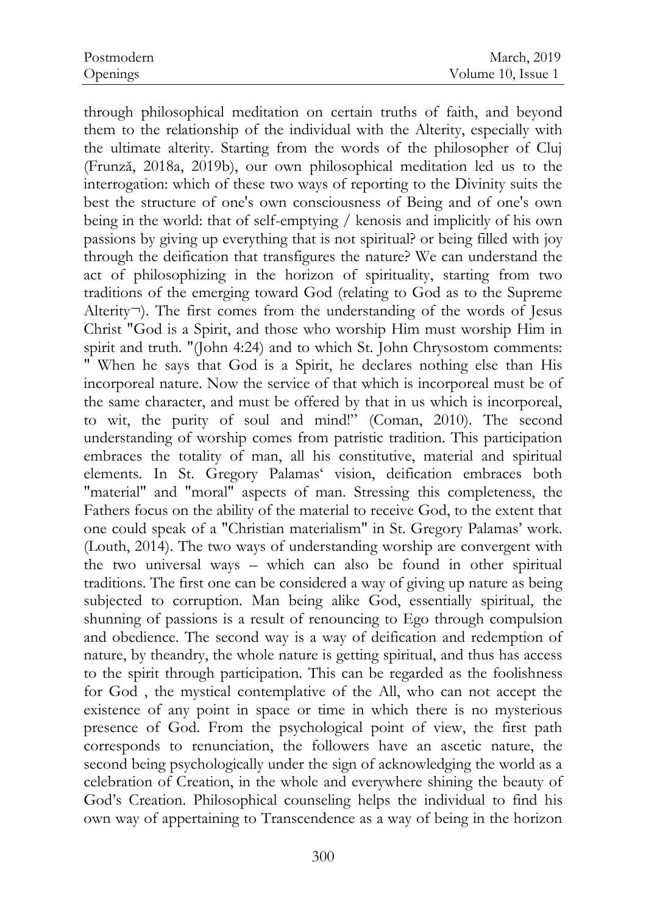through philosophical meditation on certain truths of faith, and beyond them to the relationship of the individual with the Alterity, especially with the ultimate alterity. Starting from the words of the philosopher of Cluj (Frunză, 2018a, 2019b), our own philosophical meditation led us to the interrogation: which of these two ways of reporting to the Divinity suits the best the structure of one's own consciousness of Being and of one's own being in the world: that of self-emptying / kenosis and implicitly of his own passions by giving up everything that is not spiritual? or being filled with joy through the deification that transfigures the nature? We can understand the act of philosophizing in the horizon of spirituality, starting from two traditions of the emerging toward God (relating to God as to the Supreme Alterity¬). The first comes from the understanding of the words of Jesus Christ "God is a Spirit, and those who worship Him must worship Him in spirit and truth. "(John 4:24) and to which St. John Chrysostom comments: " When he says that God is a Spirit, he declares nothing else than His incorporeal nature. Now the service of that which is incorporeal must be of the same character, and must be offered by that in us which is incorporeal, to wit, the purity of soul and mind!" (Coman, 2010). The second understanding of worship comes from patristic tradition. This participation embraces the totality of man, all his constitutive, material and spiritual elements. In St. Gregory Palamas' vision, deification embraces both "material" and "moral" aspects of man. Stressing this completeness, the Fathers focus on the ability of the material to receive God, to the extent that one could speak of a "Christian materialism" in St. Gregory Palamas' work. (Louth, 2014). The two ways of understanding worship are convergent with the two universal ways – which can also be found in other spiritual traditions. The first one can be considered a way of giving up nature as being subjected to corruption. Man being alike God, essentially spiritual, the shunning of passions is a result of renouncing to Ego through compulsion and obedience. The second way is a way of deification and redemption of nature, by theandry, the whole nature is getting spiritual, and thus has access to the spirit through participation. This can be regarded as the foolishness for God , the mystical contemplative of the All, who can not accept the existence of any point in space or time in which there is no mysterious presence of God. From the psychological point of view, the first path corresponds to renunciation, the followers have an ascetic nature, the second being psychologically under the sign of acknowledging the world as a celebration of Creation, in the whole and everywhere shining the beauty of God's Creation. Philosophical counseling helps the individual to find his own way of appertaining to Transcendence as a way of being in the horizon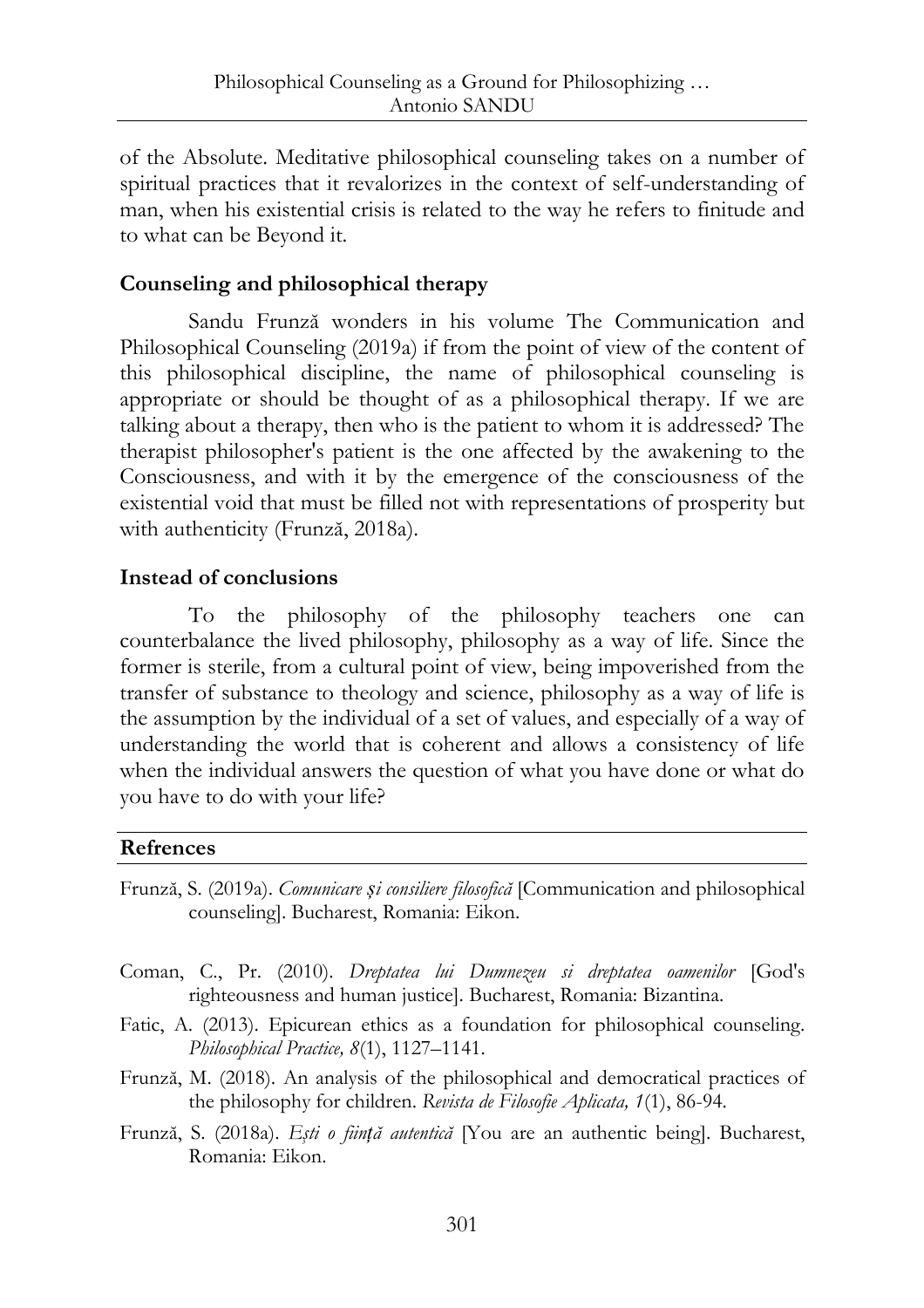of the Absolute. Meditative philosophical counseling takes on a number of spiritual practices that it revalorizes in the context of self-understanding of man, when his existential crisis is related to the way he refers to finitude and to what can be Beyond it.

## Counseling and philosophical therapy

Sandu Frunză wonders in his volume The Communication and Philosophical Counseling (2019a) if from the point of view of the content of this philosophical discipline, the name of philosophical counseling is appropriate or should be thought of as a philosophical therapy. If we are talking about a therapy, then who is the patient to whom it is addressed? The therapist philosopher's patient is the one affected by the awakening to the Consciousness, and with it by the emergence of the consciousness of the existential void that must be filled not with representations of prosperity but with authenticity (Frunză, 2018a).

## Instead of conclusions

To the philosophy of the philosophy teachers one can counterbalance the lived philosophy, philosophy as a way of life. Since the former is sterile, from a cultural point of view, being impoverished from the transfer of substance to theology and science, philosophy as a way of life is the assumption by the individual of a set of values, and especially of a way of understanding the world that is coherent and allows a consistency of life when the individual answers the question of what you have done or what do you have to do with your life?

## Refrences

Frunză, S. (2019a). *Comunicare și consiliere filosofică* [Communication and philosophical counseling]. Bucharest, Romania: Eikon.

Coman, C., Pr. (2010). *Dreptatea lui Dumnezeu si dreptatea oamenilor* [God's righteousness and human justice]. Bucharest, Romania: Bizantina.

Fatic, A. (2013). Epicurean ethics as a foundation for philosophical counseling. *Philosophical Practice, 8*(1), 1127–1141.

Frunză, M. (2018). An analysis of the philosophical and democratical practices of the philosophy for children. *Revista de Filosofie Aplicata, 1*(1), 86-94.

Frunză, S. (2018a). *Ești o ființă autentică* [You are an authentic being]. Bucharest, Romania: Eikon.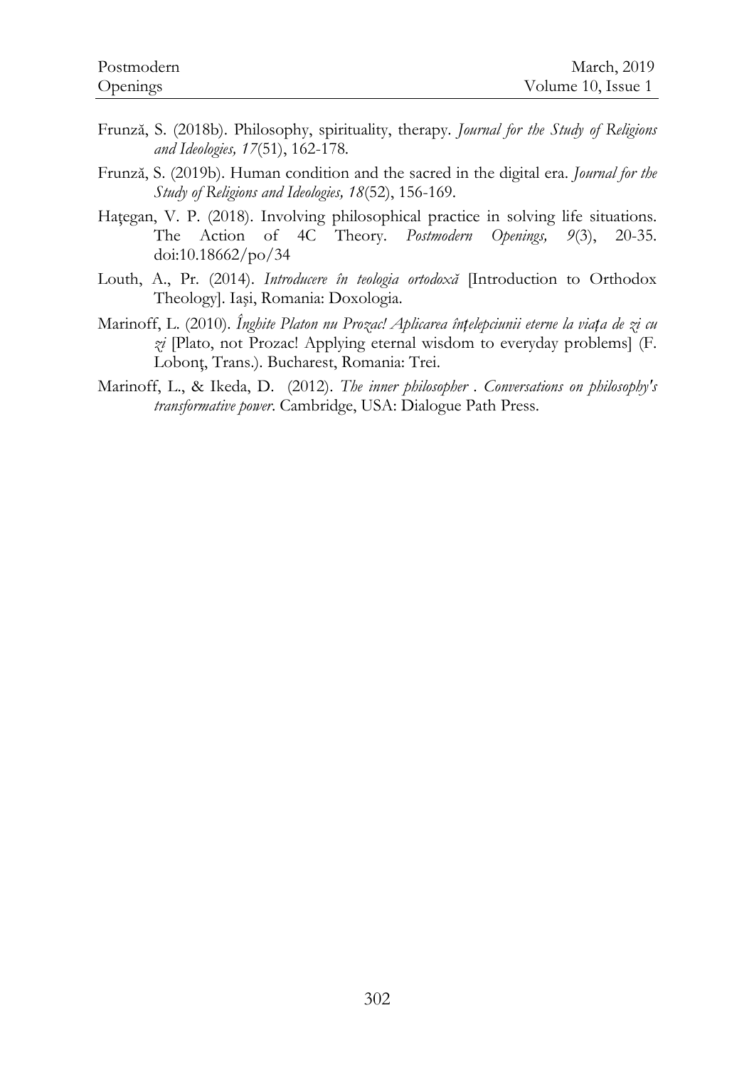Frunză, S. (2018b). Philosophy, spirituality, therapy. *Journal for the Study of Religions and Ideologies, 17*(51), 162-178.

Frunză, S. (2019b). Human condition and the sacred in the digital era. *Journal for the Study of Religions and Ideologies, 18*(52), 156-169.

Haţegan, V. P. (2018). Involving philosophical practice in solving life situations. The Action of 4C Theory. *Postmodern Openings, 9*(3), 20-35. doi:10.18662/po/34

Louth, A., Pr. (2014). *Introducere în teologia ortodoxă* [Introduction to Orthodox Theology]. Iaşi, Romania: Doxologia.

Marinoff, L. (2010). *Înghite Platon nu Prozac! Aplicarea înțelepciunii eterne la viața de zi cu zi* [Plato, not Prozac! Applying eternal wisdom to everyday problems] (F. Lobonţ, Trans.). Bucharest, Romania: Trei.

Marinoff, L., & Ikeda, D. (2012). *The inner philosopher . Conversations on philosophy's transformative power*. Cambridge, USA: Dialogue Path Press.